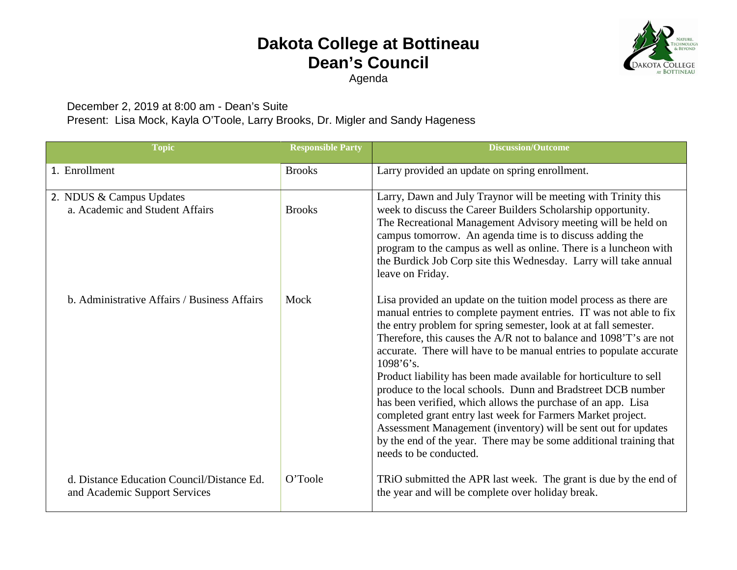# Dakota College at Bottineau
# Dean's Council

Agenda

December 2, 2019 at 8:00 am - Dean's Suite
Present: Lisa Mock, Kayla O'Toole, Larry Brooks, Dr. Migler and Sandy Hageness

| Topic | Responsible Party | Discussion/Outcome |
|---|---|---|
| 1. Enrollment | Brooks | Larry provided an update on spring enrollment. |
| 2. NDUS & Campus Updates<br>a. Academic and Student Affairs | Brooks | Larry, Dawn and July Traynor will be meeting with Trinity this week to discuss the Career Builders Scholarship opportunity. The Recreational Management Advisory meeting will be held on campus tomorrow. An agenda time is to discuss adding the program to the campus as well as online. There is a luncheon with the Burdick Job Corp site this Wednesday. Larry will take annual leave on Friday. |
| b. Administrative Affairs / Business Affairs | Mock | Lisa provided an update on the tuition model process as there are manual entries to complete payment entries. IT was not able to fix the entry problem for spring semester, look at at fall semester. Therefore, this causes the A/R not to balance and 1098'T's are not accurate. There will have to be manual entries to populate accurate 1098'6's.<br>Product liability has been made available for horticulture to sell produce to the local schools. Dunn and Bradstreet DCB number has been verified, which allows the purchase of an app. Lisa completed grant entry last week for Farmers Market project. Assessment Management (inventory) will be sent out for updates by the end of the year. There may be some additional training that needs to be conducted. |
| d. Distance Education Council/Distance Ed. and Academic Support Services | O'Toole | TRiO submitted the APR last week. The grant is due by the end of the year and will be complete over holiday break. |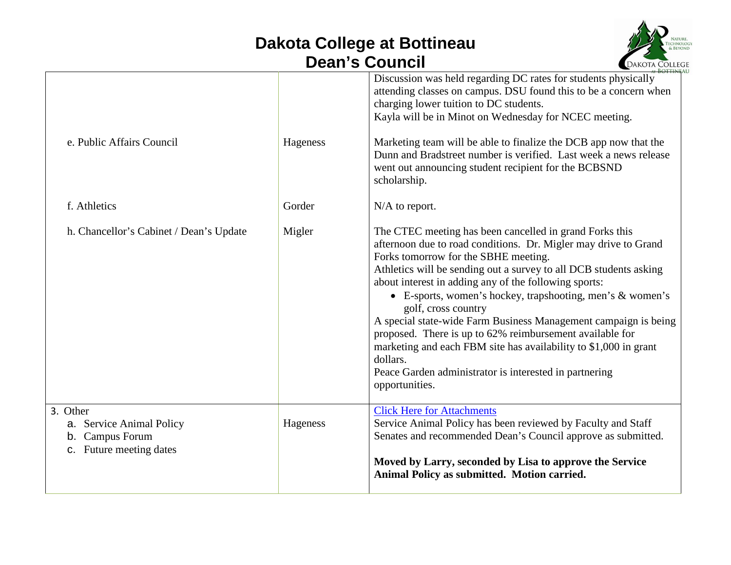# Dakota College at Bottineau
## Dean's Council

| | | |
|---|---|---|
| | | Discussion was held regarding DC rates for students physically attending classes on campus. DSU found this to be a concern when charging lower tuition to DC students.<br>Kayla will be in Minot on Wednesday for NCEC meeting. |
| e. Public Affairs Council | Hageness | Marketing team will be able to finalize the DCB app now that the Dunn and Bradstreet number is verified. Last week a news release went out announcing student recipient for the BCBSND scholarship. |
| f. Athletics | Gorder | N/A to report. |
| h. Chancellor's Cabinet / Dean's Update | Migler | The CTEC meeting has been cancelled in grand Forks this afternoon due to road conditions. Dr. Migler may drive to Grand Forks tomorrow for the SBHE meeting.<br>Athletics will be sending out a survey to all DCB students asking about interest in adding any of the following sports:<br>• E-sports, women's hockey, trapshooting, men's & women's golf, cross country<br>A special state-wide Farm Business Management campaign is being proposed. There is up to 62% reimbursement available for marketing and each FBM site has availability to $1,000 in grant dollars.<br>Peace Garden administrator is interested in partnering opportunities. |
| 3. Other<br>a. Service Animal Policy<br>b. Campus Forum<br>c. Future meeting dates | Hageness | Click Here for Attachments<br>Service Animal Policy has been reviewed by Faculty and Staff Senates and recommended Dean's Council approve as submitted.<br><br>**Moved by Larry, seconded by Lisa to approve the Service Animal Policy as submitted. Motion carried.** |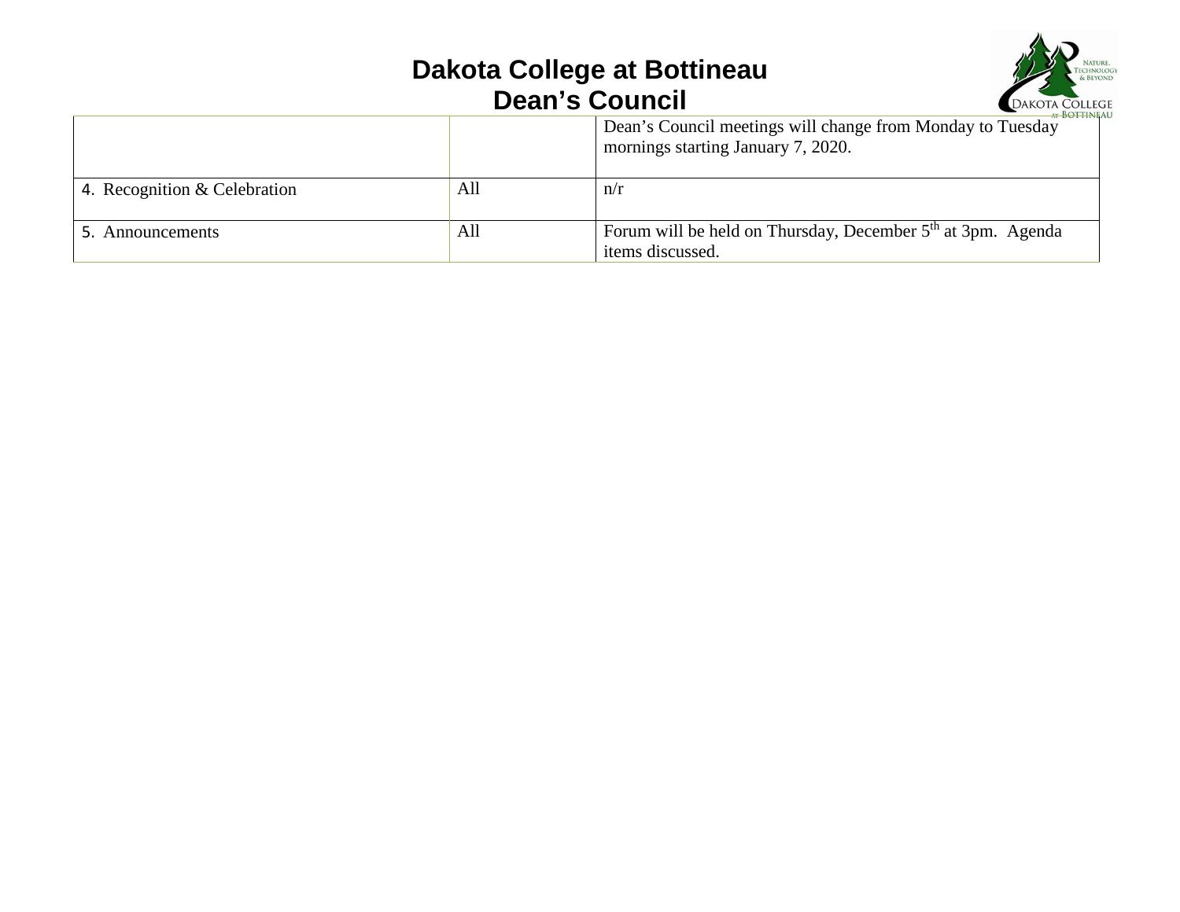# Dakota College at Bottineau
## Dean's Council

| | | |
|---|---|---|
| | | Dean's Council meetings will change from Monday to Tuesday mornings starting January 7, 2020. |
| 4. Recognition & Celebration | All | n/r |
| 5. Announcements | All | Forum will be held on Thursday, December 5th at 3pm. Agenda items discussed. |